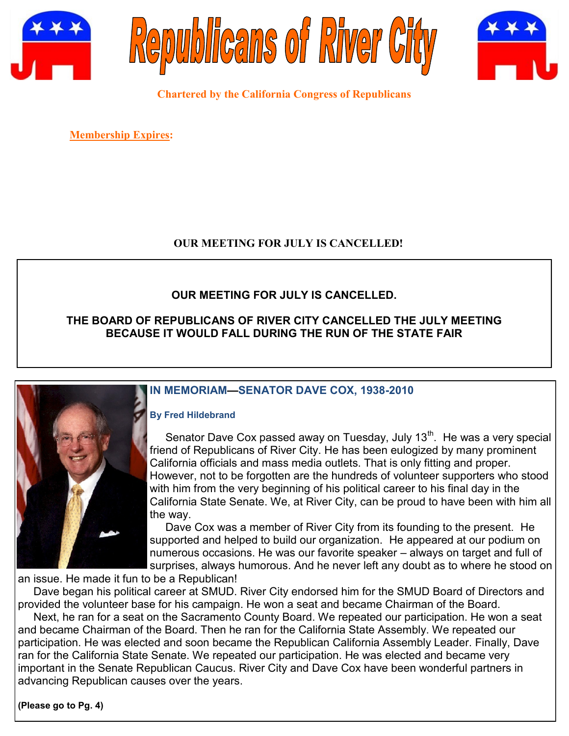# Republicans of River City

**Chartered by the California Congress of Republicans**

**Membership Expires:**

**OUR MEETING FOR JULY IS CANCELLED!**

**OUR MEETING FOR JULY IS CANCELLED.**

**THE BOARD OF REPUBLICANS OF RIVER CITY CANCELLED THE JULY MEETING BECAUSE IT WOULD FALL DURING THE RUN OF THE STATE FAIR**

## IN MEMORIAM—SENATOR DAVE COX, 1938-2010

**By Fred Hildebrand**

Senator Dave Cox passed away on Tuesday, July 13th. He was a very special friend of Republicans of River City. He has been eulogized by many prominent California officials and mass media outlets. That is only fitting and proper. However, not to be forgotten are the hundreds of volunteer supporters who stood with him from the very beginning of his political career to his final day in the California State Senate. We, at River City, can be proud to have been with him all the way.

Dave Cox was a member of River City from its founding to the present. He supported and helped to build our organization. He appeared at our podium on numerous occasions. He was our favorite speaker – always on target and full of surprises, always humorous. And he never left any doubt as to where he stood on an issue. He made it fun to be a Republican!

Dave began his political career at SMUD. River City endorsed him for the SMUD Board of Directors and provided the volunteer base for his campaign. He won a seat and became Chairman of the Board.

Next, he ran for a seat on the Sacramento County Board. We repeated our participation. He won a seat and became Chairman of the Board. Then he ran for the California State Assembly. We repeated our participation. He was elected and soon became the Republican California Assembly Leader. Finally, Dave ran for the California State Senate. We repeated our participation. He was elected and became very important in the Senate Republican Caucus. River City and Dave Cox have been wonderful partners in advancing Republican causes over the years.

**(Please go to Pg. 4)**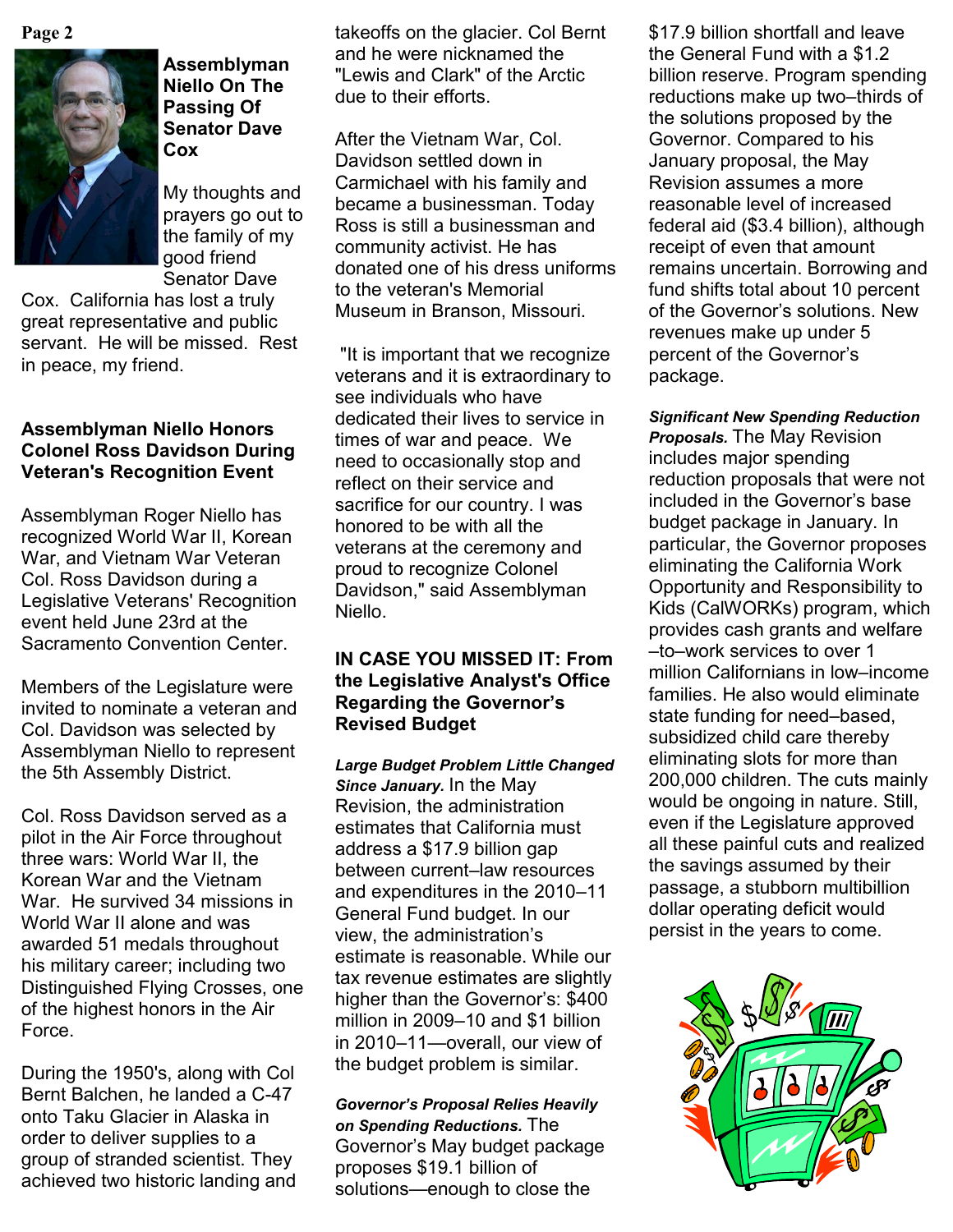## Assemblyman Niello On The Passing Of Senator Dave Cox

My thoughts and prayers go out to the family of my good friend Senator Dave Cox. California has lost a truly great representative and public servant. He will be missed. Rest in peace, my friend.

## Assemblyman Niello Honors Colonel Ross Davidson During Veteran's Recognition Event

Assemblyman Roger Niello has recognized World War II, Korean War, and Vietnam War Veteran Col. Ross Davidson during a Legislative Veterans' Recognition event held June 23rd at the Sacramento Convention Center.

Members of the Legislature were invited to nominate a veteran and Col. Davidson was selected by Assemblyman Niello to represent the 5th Assembly District.

Col. Ross Davidson served as a pilot in the Air Force throughout three wars: World War II, the Korean War and the Vietnam War. He survived 34 missions in World War II alone and was awarded 51 medals throughout his military career; including two Distinguished Flying Crosses, one of the highest honors in the Air Force.

During the 1950's, along with Col Bernt Balchen, he landed a C-47 onto Taku Glacier in Alaska in order to deliver supplies to a group of stranded scientist. They achieved two historic landing and takeoffs on the glacier. Col Bernt and he were nicknamed the "Lewis and Clark" of the Arctic due to their efforts.

After the Vietnam War, Col. Davidson settled down in Carmichael with his family and became a businessman. Today Ross is still a businessman and community activist. He has donated one of his dress uniforms to the veteran's Memorial Museum in Branson, Missouri.

"It is important that we recognize veterans and it is extraordinary to see individuals who have dedicated their lives to service in times of war and peace. We need to occasionally stop and reflect on their service and sacrifice for our country. I was honored to be with all the veterans at the ceremony and proud to recognize Colonel Davidson," said Assemblyman Niello.

## IN CASE YOU MISSED IT: From the Legislative Analyst's Office Regarding the Governor's Revised Budget

***Large Budget Problem Little Changed Since January.*** In the May Revision, the administration estimates that California must address a $17.9 billion gap between current–law resources and expenditures in the 2010–11 General Fund budget. In our view, the administration's estimate is reasonable. While our tax revenue estimates are slightly higher than the Governor's: $400 million in 2009–10 and $1 billion in 2010–11—overall, our view of the budget problem is similar.

***Governor's Proposal Relies Heavily on Spending Reductions.*** The Governor's May budget package proposes $19.1 billion of solutions—enough to close the $17.9 billion shortfall and leave the General Fund with a $1.2 billion reserve. Program spending reductions make up two–thirds of the solutions proposed by the Governor. Compared to his January proposal, the May Revision assumes a more reasonable level of increased federal aid ($3.4 billion), although receipt of even that amount remains uncertain. Borrowing and fund shifts total about 10 percent of the Governor's solutions. New revenues make up under 5 percent of the Governor's package.

***Significant New Spending Reduction Proposals.*** The May Revision includes major spending reduction proposals that were not included in the Governor's base budget package in January. In particular, the Governor proposes eliminating the California Work Opportunity and Responsibility to Kids (CalWORKs) program, which provides cash grants and welfare –to–work services to over 1 million Californians in low–income families. He also would eliminate state funding for need–based, subsidized child care thereby eliminating slots for more than 200,000 children. The cuts mainly would be ongoing in nature. Still, even if the Legislature approved all these painful cuts and realized the savings assumed by their passage, a stubborn multibillion dollar operating deficit would persist in the years to come.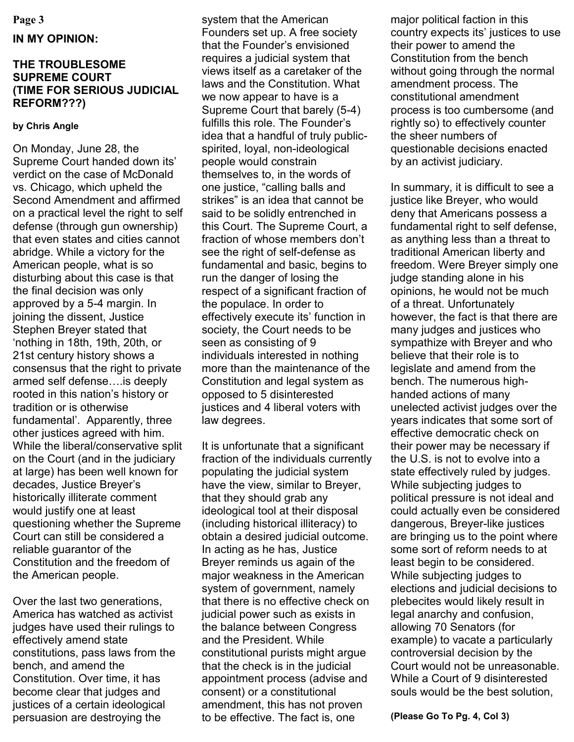**IN MY OPINION:**

## THE TROUBLESOME SUPREME COURT (TIME FOR SERIOUS JUDICIAL REFORM???)

**by Chris Angle**

On Monday, June 28, the Supreme Court handed down its' verdict on the case of McDonald vs. Chicago, which upheld the Second Amendment and affirmed on a practical level the right to self defense (through gun ownership) that even states and cities cannot abridge. While a victory for the American people, what is so disturbing about this case is that the final decision was only approved by a 5-4 margin. In joining the dissent, Justice Stephen Breyer stated that 'nothing in 18th, 19th, 20th, or 21st century history shows a consensus that the right to private armed self defense….is deeply rooted in this nation's history or tradition or is otherwise fundamental'. Apparently, three other justices agreed with him. While the liberal/conservative split on the Court (and in the judiciary at large) has been well known for decades, Justice Breyer's historically illiterate comment would justify one at least questioning whether the Supreme Court can still be considered a reliable guarantor of the Constitution and the freedom of the American people.

Over the last two generations, America has watched as activist judges have used their rulings to effectively amend state constitutions, pass laws from the bench, and amend the Constitution. Over time, it has become clear that judges and justices of a certain ideological persuasion are destroying the system that the American Founders set up. A free society that the Founder's envisioned requires a judicial system that views itself as a caretaker of the laws and the Constitution. What we now appear to have is a Supreme Court that barely (5-4) fulfills this role. The Founder's idea that a handful of truly public-spirited, loyal, non-ideological people would constrain themselves to, in the words of one justice, "calling balls and strikes" is an idea that cannot be said to be solidly entrenched in this Court. The Supreme Court, a fraction of whose members don't see the right of self-defense as fundamental and basic, begins to run the danger of losing the respect of a significant fraction of the populace. In order to effectively execute its' function in society, the Court needs to be seen as consisting of 9 individuals interested in nothing more than the maintenance of the Constitution and legal system as opposed to 5 disinterested justices and 4 liberal voters with law degrees.

It is unfortunate that a significant fraction of the individuals currently populating the judicial system have the view, similar to Breyer, that they should grab any ideological tool at their disposal (including historical illiteracy) to obtain a desired judicial outcome. In acting as he has, Justice Breyer reminds us again of the major weakness in the American system of government, namely that there is no effective check on judicial power such as exists in the balance between Congress and the President. While constitutional purists might argue that the check is in the judicial appointment process (advise and consent) or a constitutional amendment, this has not proven to be effective. The fact is, one major political faction in this country expects its' justices to use their power to amend the Constitution from the bench without going through the normal amendment process. The constitutional amendment process is too cumbersome (and rightly so) to effectively counter the sheer numbers of questionable decisions enacted by an activist judiciary.

In summary, it is difficult to see a justice like Breyer, who would deny that Americans possess a fundamental right to self defense, as anything less than a threat to traditional American liberty and freedom. Were Breyer simply one judge standing alone in his opinions, he would not be much of a threat. Unfortunately however, the fact is that there are many judges and justices who sympathize with Breyer and who believe that their role is to legislate and amend from the bench. The numerous high-handed actions of many unelected activist judges over the years indicates that some sort of effective democratic check on their power may be necessary if the U.S. is not to evolve into a state effectively ruled by judges. While subjecting judges to political pressure is not ideal and could actually even be considered dangerous, Breyer-like justices are bringing us to the point where some sort of reform needs to at least begin to be considered. While subjecting judges to elections and judicial decisions to plebecites would likely result in legal anarchy and confusion, allowing 70 Senators (for example) to vacate a particularly controversial decision by the Court would not be unreasonable. While a Court of 9 disinterested souls would be the best solution,

**(Please Go To Pg. 4, Col 3)**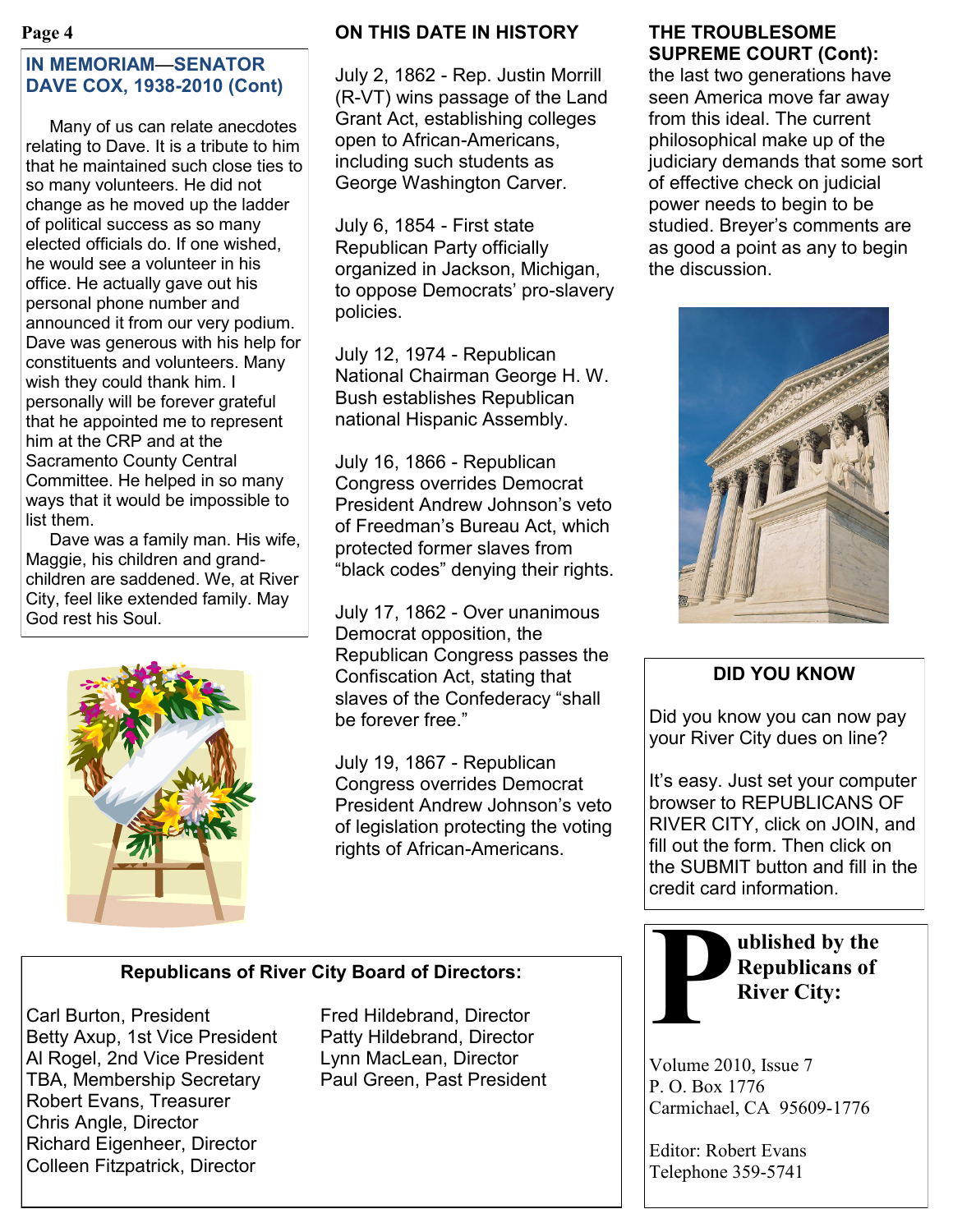## IN MEMORIAM—SENATOR DAVE COX, 1938-2010 (Cont)

Many of us can relate anecdotes relating to Dave. It is a tribute to him that he maintained such close ties to so many volunteers. He did not change as he moved up the ladder of political success as so many elected officials do. If one wished, he would see a volunteer in his office. He actually gave out his personal phone number and announced it from our very podium. Dave was generous with his help for constituents and volunteers. Many wish they could thank him. I personally will be forever grateful that he appointed me to represent him at the CRP and at the Sacramento County Central Committee. He helped in so many ways that it would be impossible to list them.

Dave was a family man. His wife, Maggie, his children and grand-children are saddened. We, at River City, feel like extended family. May God rest his Soul.

## ON THIS DATE IN HISTORY

July 2, 1862 - Rep. Justin Morrill (R-VT) wins passage of the Land Grant Act, establishing colleges open to African-Americans, including such students as George Washington Carver.

July 6, 1854 - First state Republican Party officially organized in Jackson, Michigan, to oppose Democrats' pro-slavery policies.

July 12, 1974 - Republican National Chairman George H. W. Bush establishes Republican national Hispanic Assembly.

July 16, 1866 - Republican Congress overrides Democrat President Andrew Johnson's veto of Freedman's Bureau Act, which protected former slaves from "black codes" denying their rights.

July 17, 1862 - Over unanimous Democrat opposition, the Republican Congress passes the Confiscation Act, stating that slaves of the Confederacy "shall be forever free."

July 19, 1867 - Republican Congress overrides Democrat President Andrew Johnson's veto of legislation protecting the voting rights of African-Americans.

## THE TROUBLESOME SUPREME COURT (Cont):

the last two generations have seen America move far away from this ideal. The current philosophical make up of the judiciary demands that some sort of effective check on judicial power needs to begin to be studied. Breyer's comments are as good a point as any to begin the discussion.

### DID YOU KNOW

Did you know you can now pay your River City dues on line?

It's easy. Just set your computer browser to REPUBLICANS OF RIVER CITY, click on JOIN, and fill out the form. Then click on the SUBMIT button and fill in the credit card information.

### Republicans of River City Board of Directors:

Carl Burton, President
Betty Axup, 1st Vice President
Al Rogel, 2nd Vice President
TBA, Membership Secretary
Robert Evans, Treasurer
Chris Angle, Director
Richard Eigenheer, Director
Colleen Fitzpatrick, Director
Fred Hildebrand, Director
Patty Hildebrand, Director
Lynn MacLean, Director
Paul Green, Past President

**Published by the Republicans of River City:**

Volume 2010, Issue 7
P. O. Box 1776
Carmichael, CA 95609-1776

Editor: Robert Evans
Telephone 359-5741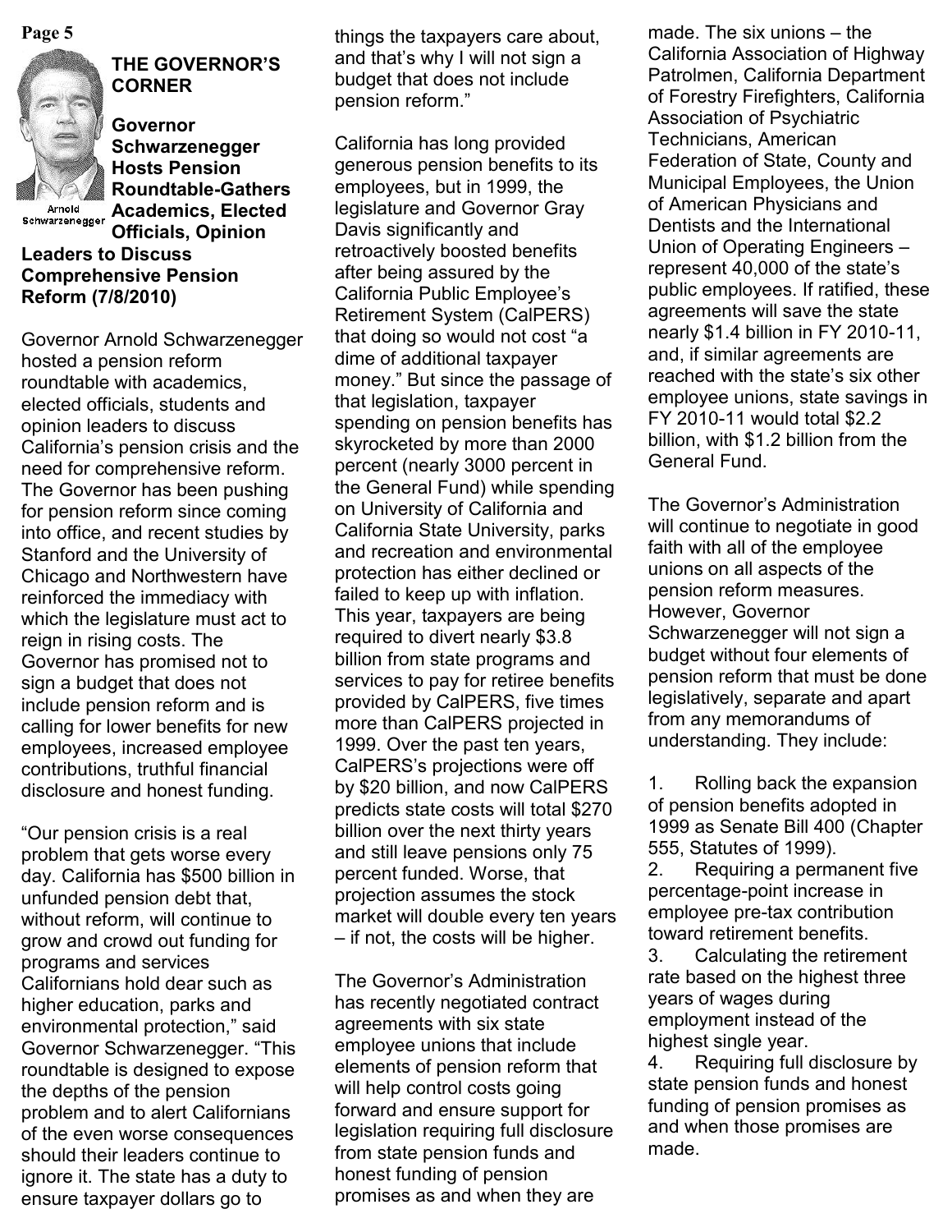## THE GOVERNOR'S CORNER

Arnold Schwarzenegger

### Governor Schwarzenegger Hosts Pension Roundtable-Gathers Academics, Elected Officials, Opinion Leaders to Discuss Comprehensive Pension Reform (7/8/2010)

Governor Arnold Schwarzenegger hosted a pension reform roundtable with academics, elected officials, students and opinion leaders to discuss California's pension crisis and the need for comprehensive reform. The Governor has been pushing for pension reform since coming into office, and recent studies by Stanford and the University of Chicago and Northwestern have reinforced the immediacy with which the legislature must act to reign in rising costs. The Governor has promised not to sign a budget that does not include pension reform and is calling for lower benefits for new employees, increased employee contributions, truthful financial disclosure and honest funding.

"Our pension crisis is a real problem that gets worse every day. California has $500 billion in unfunded pension debt that, without reform, will continue to grow and crowd out funding for programs and services Californians hold dear such as higher education, parks and environmental protection," said Governor Schwarzenegger. "This roundtable is designed to expose the depths of the pension problem and to alert Californians of the even worse consequences should their leaders continue to ignore it. The state has a duty to ensure taxpayer dollars go to things the taxpayers care about, and that's why I will not sign a budget that does not include pension reform."

California has long provided generous pension benefits to its employees, but in 1999, the legislature and Governor Gray Davis significantly and retroactively boosted benefits after being assured by the California Public Employee's Retirement System (CalPERS) that doing so would not cost "a dime of additional taxpayer money." But since the passage of that legislation, taxpayer spending on pension benefits has skyrocketed by more than 2000 percent (nearly 3000 percent in the General Fund) while spending on University of California and California State University, parks and recreation and environmental protection has either declined or failed to keep up with inflation. This year, taxpayers are being required to divert nearly $3.8 billion from state programs and services to pay for retiree benefits provided by CalPERS, five times more than CalPERS projected in 1999. Over the past ten years, CalPERS's projections were off by $20 billion, and now CalPERS predicts state costs will total $270 billion over the next thirty years and still leave pensions only 75 percent funded. Worse, that projection assumes the stock market will double every ten years – if not, the costs will be higher.

The Governor's Administration has recently negotiated contract agreements with six state employee unions that include elements of pension reform that will help control costs going forward and ensure support for legislation requiring full disclosure from state pension funds and honest funding of pension promises as and when they are made. The six unions – the California Association of Highway Patrolmen, California Department of Forestry Firefighters, California Association of Psychiatric Technicians, American Federation of State, County and Municipal Employees, the Union of American Physicians and Dentists and the International Union of Operating Engineers – represent 40,000 of the state's public employees. If ratified, these agreements will save the state nearly $1.4 billion in FY 2010-11, and, if similar agreements are reached with the state's six other employee unions, state savings in FY 2010-11 would total $2.2 billion, with $1.2 billion from the General Fund.

The Governor's Administration will continue to negotiate in good faith with all of the employee unions on all aspects of the pension reform measures. However, Governor Schwarzenegger will not sign a budget without four elements of pension reform that must be done legislatively, separate and apart from any memorandums of understanding. They include:

1. Rolling back the expansion of pension benefits adopted in 1999 as Senate Bill 400 (Chapter 555, Statutes of 1999).
2. Requiring a permanent five percentage-point increase in employee pre-tax contribution toward retirement benefits.
3. Calculating the retirement rate based on the highest three years of wages during employment instead of the highest single year.
4. Requiring full disclosure by state pension funds and honest funding of pension promises as and when those promises are made.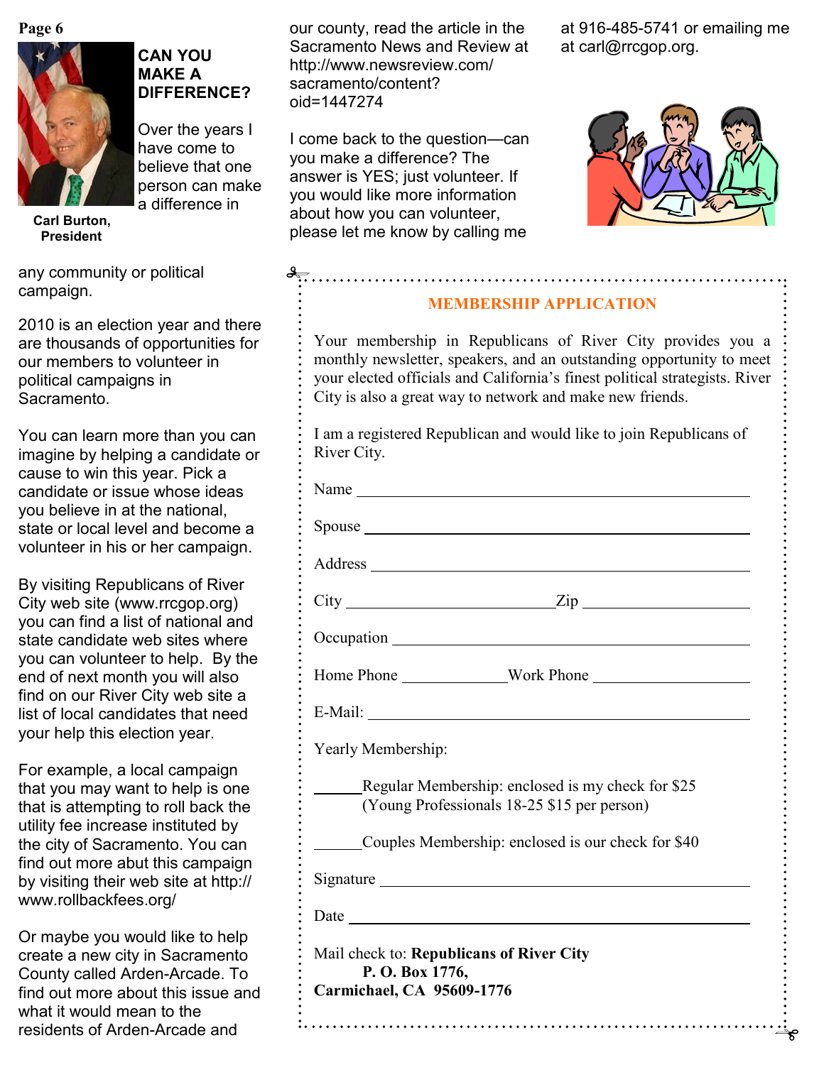## CAN YOU MAKE A DIFFERENCE?

Carl Burton, President

Over the years I have come to believe that one person can make a difference in any community or political campaign.

2010 is an election year and there are thousands of opportunities for our members to volunteer in political campaigns in Sacramento.

You can learn more than you can imagine by helping a candidate or cause to win this year. Pick a candidate or issue whose ideas you believe in at the national, state or local level and become a volunteer in his or her campaign.

By visiting Republicans of River City web site (www.rrcgop.org) you can find a list of national and state candidate web sites where you can volunteer to help. By the end of next month you will also find on our River City web site a list of local candidates that need your help this election year.

For example, a local campaign that you may want to help is one that is attempting to roll back the utility fee increase instituted by the city of Sacramento. You can find out more abut this campaign by visiting their web site at http://www.rollbackfees.org/

Or maybe you would like to help create a new city in Sacramento County called Arden-Arcade. To find out more about this issue and what it would mean to the residents of Arden-Arcade and our county, read the article in the Sacramento News and Review at http://www.newsreview.com/sacramento/content?oid=1447274

I come back to the question—can you make a difference? The answer is YES; just volunteer. If you would like more information about how you can volunteer, please let me know by calling me at 916-485-5741 or emailing me at carl@rrcgop.org.

---

### MEMBERSHIP APPLICATION

Your membership in Republicans of River City provides you a monthly newsletter, speakers, and an outstanding opportunity to meet your elected officials and California's finest political strategists. River City is also a great way to network and make new friends.

I am a registered Republican and would like to join Republicans of River City.

Name ______________________________

Spouse ______________________________

Address ______________________________

City ____________________ Zip ______________

Occupation ______________________________

Home Phone ____________ Work Phone ______________

E-Mail: ______________________________

Yearly Membership:

______Regular Membership: enclosed is my check for $25
(Young Professionals 18-25 $15 per person)

______Couples Membership: enclosed is our check for $40

Signature ______________________________

Date ______________________________

Mail check to: **Republicans of River City**
**P. O. Box 1776,**
**Carmichael, CA 95609-1776**